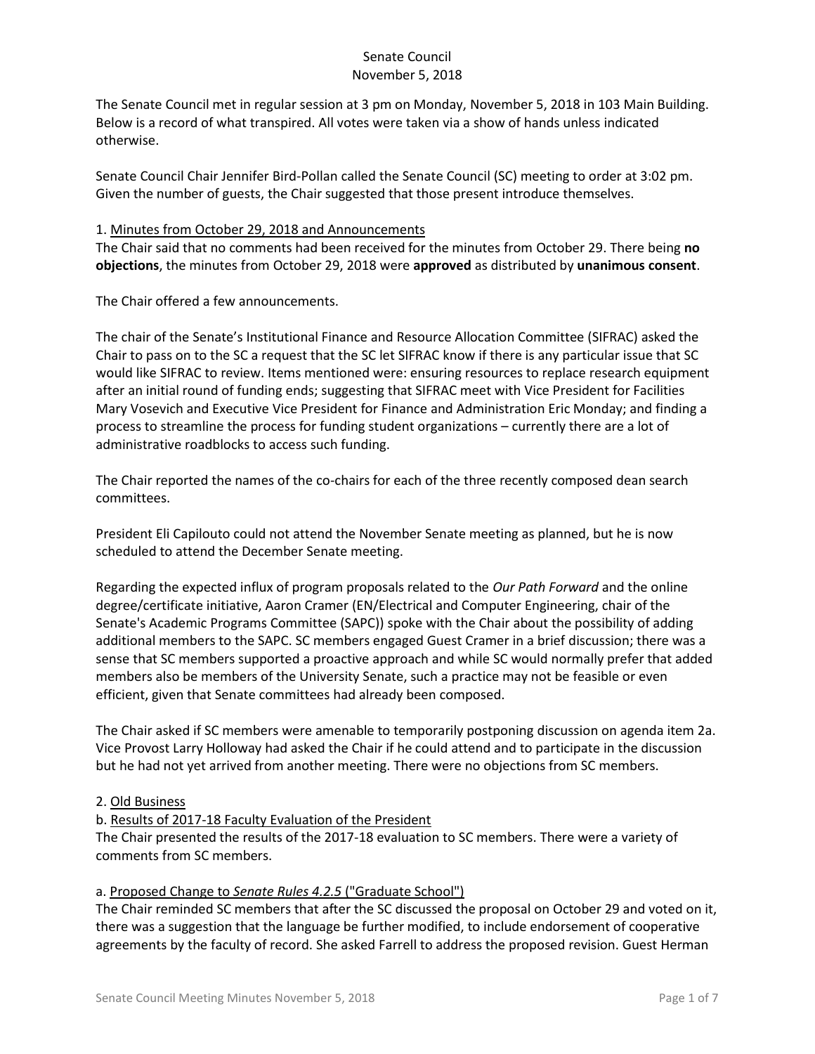Senate Council
November 5, 2018

The Senate Council met in regular session at 3 pm on Monday, November 5, 2018 in 103 Main Building. Below is a record of what transpired. All votes were taken via a show of hands unless indicated otherwise.

Senate Council Chair Jennifer Bird-Pollan called the Senate Council (SC) meeting to order at 3:02 pm. Given the number of guests, the Chair suggested that those present introduce themselves.

1. Minutes from October 29, 2018 and Announcements

The Chair said that no comments had been received for the minutes from October 29. There being **no objections**, the minutes from October 29, 2018 were **approved** as distributed by **unanimous consent**.

The Chair offered a few announcements.

The chair of the Senate's Institutional Finance and Resource Allocation Committee (SIFRAC) asked the Chair to pass on to the SC a request that the SC let SIFRAC know if there is any particular issue that SC would like SIFRAC to review. Items mentioned were: ensuring resources to replace research equipment after an initial round of funding ends; suggesting that SIFRAC meet with Vice President for Facilities Mary Vosevich and Executive Vice President for Finance and Administration Eric Monday; and finding a process to streamline the process for funding student organizations – currently there are a lot of administrative roadblocks to access such funding.

The Chair reported the names of the co-chairs for each of the three recently composed dean search committees.

President Eli Capilouto could not attend the November Senate meeting as planned, but he is now scheduled to attend the December Senate meeting.

Regarding the expected influx of program proposals related to the *Our Path Forward* and the online degree/certificate initiative, Aaron Cramer (EN/Electrical and Computer Engineering, chair of the Senate's Academic Programs Committee (SAPC)) spoke with the Chair about the possibility of adding additional members to the SAPC. SC members engaged Guest Cramer in a brief discussion; there was a sense that SC members supported a proactive approach and while SC would normally prefer that added members also be members of the University Senate, such a practice may not be feasible or even efficient, given that Senate committees had already been composed.

The Chair asked if SC members were amenable to temporarily postponing discussion on agenda item 2a. Vice Provost Larry Holloway had asked the Chair if he could attend and to participate in the discussion but he had not yet arrived from another meeting. There were no objections from SC members.

2. Old Business

b. Results of 2017-18 Faculty Evaluation of the President

The Chair presented the results of the 2017-18 evaluation to SC members. There were a variety of comments from SC members.

a. Proposed Change to *Senate Rules 4.2.5* ("Graduate School")

The Chair reminded SC members that after the SC discussed the proposal on October 29 and voted on it, there was a suggestion that the language be further modified, to include endorsement of cooperative agreements by the faculty of record. She asked Farrell to address the proposed revision. Guest Herman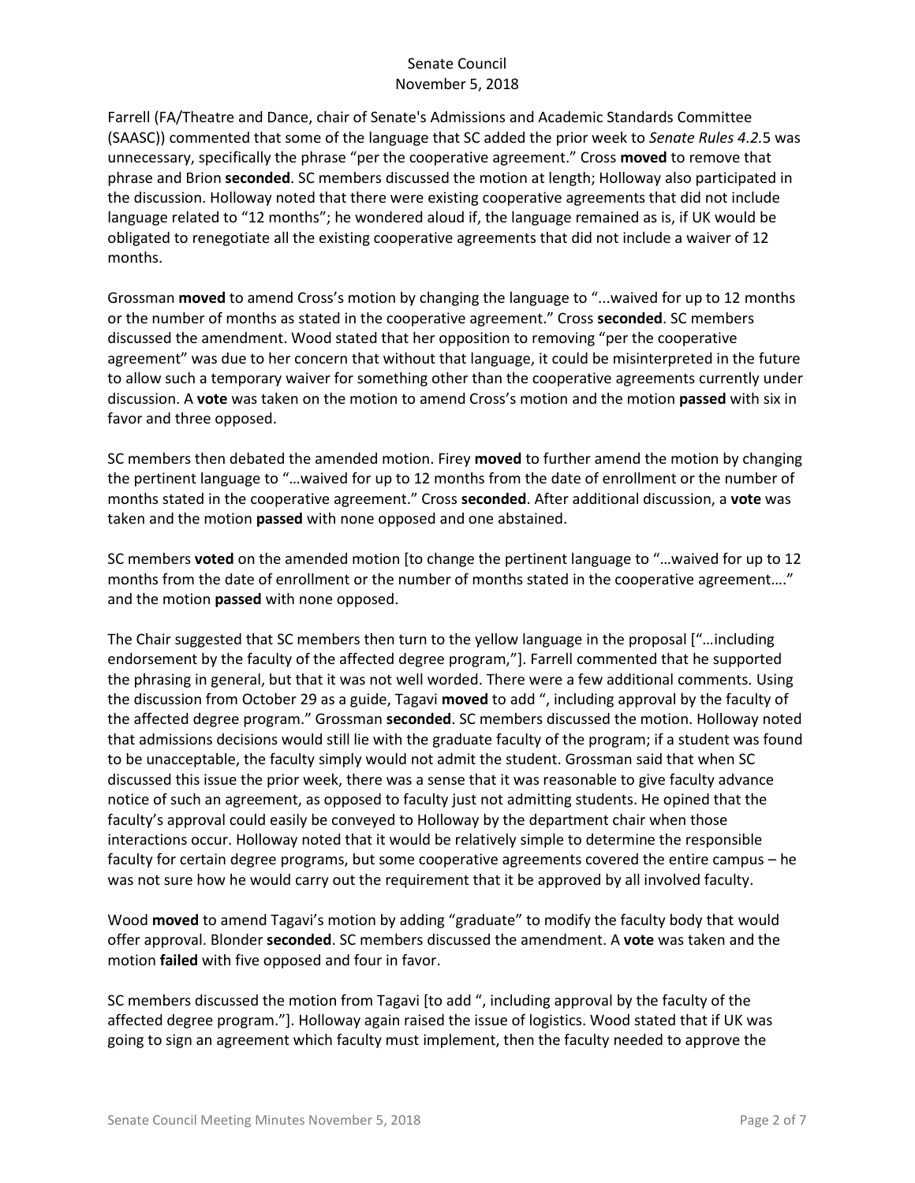Farrell (FA/Theatre and Dance, chair of Senate's Admissions and Academic Standards Committee (SAASC)) commented that some of the language that SC added the prior week to *Senate Rules 4.2.*5 was unnecessary, specifically the phrase "per the cooperative agreement." Cross **moved** to remove that phrase and Brion **seconded**. SC members discussed the motion at length; Holloway also participated in the discussion. Holloway noted that there were existing cooperative agreements that did not include language related to "12 months"; he wondered aloud if, the language remained as is, if UK would be obligated to renegotiate all the existing cooperative agreements that did not include a waiver of 12 months.

Grossman **moved** to amend Cross's motion by changing the language to "...waived for up to 12 months or the number of months as stated in the cooperative agreement." Cross **seconded**. SC members discussed the amendment. Wood stated that her opposition to removing "per the cooperative agreement" was due to her concern that without that language, it could be misinterpreted in the future to allow such a temporary waiver for something other than the cooperative agreements currently under discussion. A **vote** was taken on the motion to amend Cross's motion and the motion **passed** with six in favor and three opposed.

SC members then debated the amended motion. Firey **moved** to further amend the motion by changing the pertinent language to "…waived for up to 12 months from the date of enrollment or the number of months stated in the cooperative agreement." Cross **seconded**. After additional discussion, a **vote** was taken and the motion **passed** with none opposed and one abstained.

SC members **voted** on the amended motion [to change the pertinent language to "…waived for up to 12 months from the date of enrollment or the number of months stated in the cooperative agreement…." and the motion **passed** with none opposed.

The Chair suggested that SC members then turn to the yellow language in the proposal ["…including endorsement by the faculty of the affected degree program,"]. Farrell commented that he supported the phrasing in general, but that it was not well worded. There were a few additional comments. Using the discussion from October 29 as a guide, Tagavi **moved** to add ", including approval by the faculty of the affected degree program." Grossman **seconded**. SC members discussed the motion. Holloway noted that admissions decisions would still lie with the graduate faculty of the program; if a student was found to be unacceptable, the faculty simply would not admit the student. Grossman said that when SC discussed this issue the prior week, there was a sense that it was reasonable to give faculty advance notice of such an agreement, as opposed to faculty just not admitting students. He opined that the faculty's approval could easily be conveyed to Holloway by the department chair when those interactions occur. Holloway noted that it would be relatively simple to determine the responsible faculty for certain degree programs, but some cooperative agreements covered the entire campus – he was not sure how he would carry out the requirement that it be approved by all involved faculty.

Wood **moved** to amend Tagavi's motion by adding "graduate" to modify the faculty body that would offer approval. Blonder **seconded**. SC members discussed the amendment. A **vote** was taken and the motion **failed** with five opposed and four in favor.

SC members discussed the motion from Tagavi [to add ", including approval by the faculty of the affected degree program."]. Holloway again raised the issue of logistics. Wood stated that if UK was going to sign an agreement which faculty must implement, then the faculty needed to approve the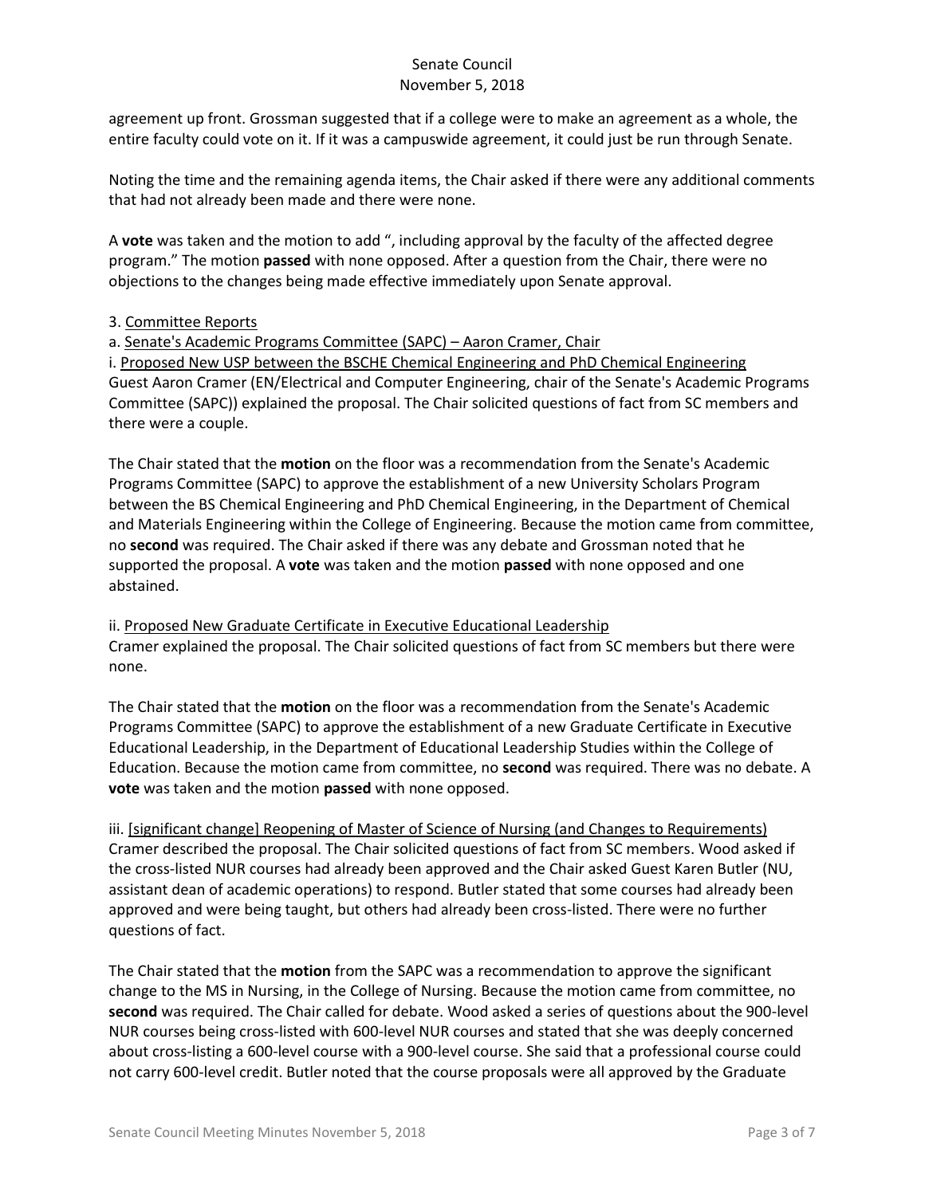agreement up front. Grossman suggested that if a college were to make an agreement as a whole, the entire faculty could vote on it. If it was a campuswide agreement, it could just be run through Senate.

Noting the time and the remaining agenda items, the Chair asked if there were any additional comments that had not already been made and there were none.

A **vote** was taken and the motion to add ", including approval by the faculty of the affected degree program." The motion **passed** with none opposed. After a question from the Chair, there were no objections to the changes being made effective immediately upon Senate approval.

3. Committee Reports

a. Senate's Academic Programs Committee (SAPC) – Aaron Cramer, Chair

i. Proposed New USP between the BSCHE Chemical Engineering and PhD Chemical Engineering

Guest Aaron Cramer (EN/Electrical and Computer Engineering, chair of the Senate's Academic Programs Committee (SAPC)) explained the proposal. The Chair solicited questions of fact from SC members and there were a couple.

The Chair stated that the **motion** on the floor was a recommendation from the Senate's Academic Programs Committee (SAPC) to approve the establishment of a new University Scholars Program between the BS Chemical Engineering and PhD Chemical Engineering, in the Department of Chemical and Materials Engineering within the College of Engineering. Because the motion came from committee, no **second** was required. The Chair asked if there was any debate and Grossman noted that he supported the proposal. A **vote** was taken and the motion **passed** with none opposed and one abstained.

ii. Proposed New Graduate Certificate in Executive Educational Leadership

Cramer explained the proposal. The Chair solicited questions of fact from SC members but there were none.

The Chair stated that the **motion** on the floor was a recommendation from the Senate's Academic Programs Committee (SAPC) to approve the establishment of a new Graduate Certificate in Executive Educational Leadership, in the Department of Educational Leadership Studies within the College of Education. Because the motion came from committee, no **second** was required. There was no debate. A **vote** was taken and the motion **passed** with none opposed.

iii. [significant change] Reopening of Master of Science of Nursing (and Changes to Requirements)

Cramer described the proposal. The Chair solicited questions of fact from SC members. Wood asked if the cross-listed NUR courses had already been approved and the Chair asked Guest Karen Butler (NU, assistant dean of academic operations) to respond. Butler stated that some courses had already been approved and were being taught, but others had already been cross-listed. There were no further questions of fact.

The Chair stated that the **motion** from the SAPC was a recommendation to approve the significant change to the MS in Nursing, in the College of Nursing. Because the motion came from committee, no **second** was required. The Chair called for debate. Wood asked a series of questions about the 900-level NUR courses being cross-listed with 600-level NUR courses and stated that she was deeply concerned about cross-listing a 600-level course with a 900-level course. She said that a professional course could not carry 600-level credit. Butler noted that the course proposals were all approved by the Graduate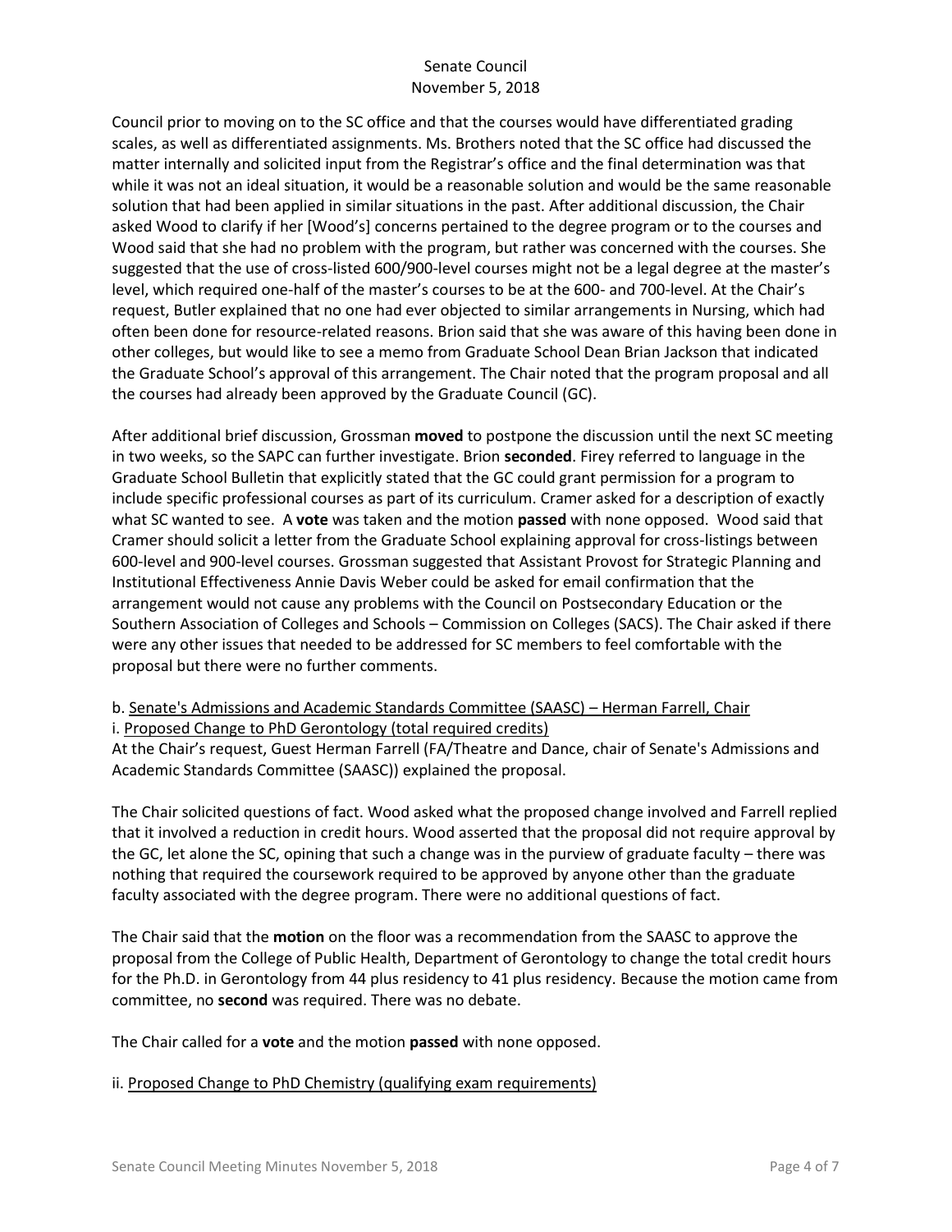Council prior to moving on to the SC office and that the courses would have differentiated grading scales, as well as differentiated assignments. Ms. Brothers noted that the SC office had discussed the matter internally and solicited input from the Registrar's office and the final determination was that while it was not an ideal situation, it would be a reasonable solution and would be the same reasonable solution that had been applied in similar situations in the past. After additional discussion, the Chair asked Wood to clarify if her [Wood's] concerns pertained to the degree program or to the courses and Wood said that she had no problem with the program, but rather was concerned with the courses. She suggested that the use of cross-listed 600/900-level courses might not be a legal degree at the master's level, which required one-half of the master's courses to be at the 600- and 700-level. At the Chair's request, Butler explained that no one had ever objected to similar arrangements in Nursing, which had often been done for resource-related reasons. Brion said that she was aware of this having been done in other colleges, but would like to see a memo from Graduate School Dean Brian Jackson that indicated the Graduate School's approval of this arrangement. The Chair noted that the program proposal and all the courses had already been approved by the Graduate Council (GC).

After additional brief discussion, Grossman **moved** to postpone the discussion until the next SC meeting in two weeks, so the SAPC can further investigate. Brion **seconded**. Firey referred to language in the Graduate School Bulletin that explicitly stated that the GC could grant permission for a program to include specific professional courses as part of its curriculum. Cramer asked for a description of exactly what SC wanted to see. A **vote** was taken and the motion **passed** with none opposed. Wood said that Cramer should solicit a letter from the Graduate School explaining approval for cross-listings between 600-level and 900-level courses. Grossman suggested that Assistant Provost for Strategic Planning and Institutional Effectiveness Annie Davis Weber could be asked for email confirmation that the arrangement would not cause any problems with the Council on Postsecondary Education or the Southern Association of Colleges and Schools – Commission on Colleges (SACS). The Chair asked if there were any other issues that needed to be addressed for SC members to feel comfortable with the proposal but there were no further comments.

b. Senate's Admissions and Academic Standards Committee (SAASC) – Herman Farrell, Chair

i. Proposed Change to PhD Gerontology (total required credits)

At the Chair's request, Guest Herman Farrell (FA/Theatre and Dance, chair of Senate's Admissions and Academic Standards Committee (SAASC)) explained the proposal.

The Chair solicited questions of fact. Wood asked what the proposed change involved and Farrell replied that it involved a reduction in credit hours. Wood asserted that the proposal did not require approval by the GC, let alone the SC, opining that such a change was in the purview of graduate faculty – there was nothing that required the coursework required to be approved by anyone other than the graduate faculty associated with the degree program. There were no additional questions of fact.

The Chair said that the **motion** on the floor was a recommendation from the SAASC to approve the proposal from the College of Public Health, Department of Gerontology to change the total credit hours for the Ph.D. in Gerontology from 44 plus residency to 41 plus residency. Because the motion came from committee, no **second** was required. There was no debate.

The Chair called for a **vote** and the motion **passed** with none opposed.

ii. Proposed Change to PhD Chemistry (qualifying exam requirements)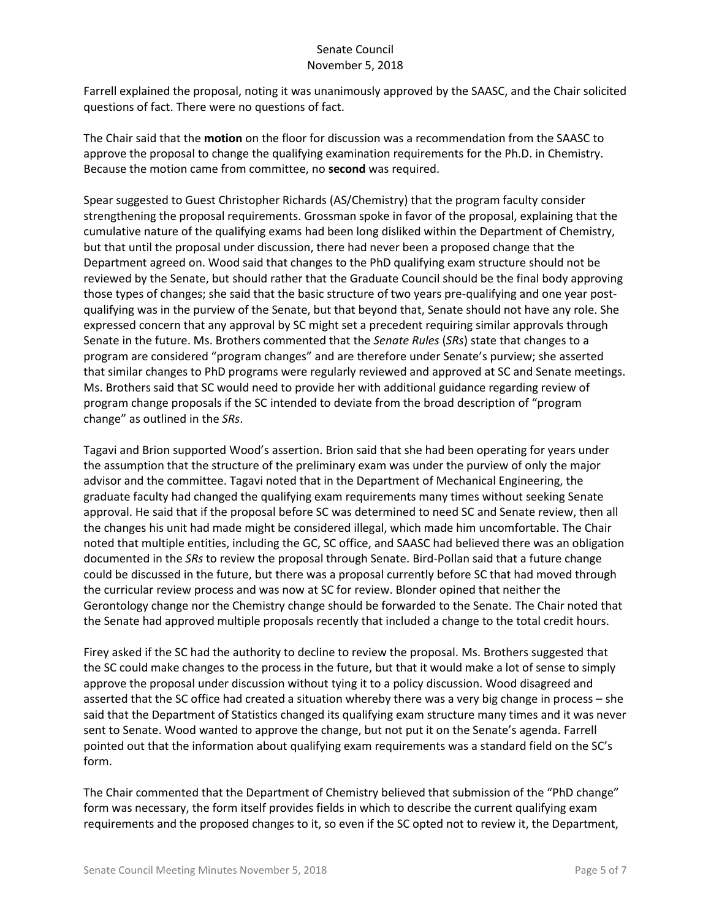Farrell explained the proposal, noting it was unanimously approved by the SAASC, and the Chair solicited questions of fact. There were no questions of fact.

The Chair said that the **motion** on the floor for discussion was a recommendation from the SAASC to approve the proposal to change the qualifying examination requirements for the Ph.D. in Chemistry. Because the motion came from committee, no **second** was required.

Spear suggested to Guest Christopher Richards (AS/Chemistry) that the program faculty consider strengthening the proposal requirements. Grossman spoke in favor of the proposal, explaining that the cumulative nature of the qualifying exams had been long disliked within the Department of Chemistry, but that until the proposal under discussion, there had never been a proposed change that the Department agreed on. Wood said that changes to the PhD qualifying exam structure should not be reviewed by the Senate, but should rather that the Graduate Council should be the final body approving those types of changes; she said that the basic structure of two years pre-qualifying and one year post-qualifying was in the purview of the Senate, but that beyond that, Senate should not have any role. She expressed concern that any approval by SC might set a precedent requiring similar approvals through Senate in the future. Ms. Brothers commented that the *Senate Rules* (*SRs*) state that changes to a program are considered "program changes" and are therefore under Senate's purview; she asserted that similar changes to PhD programs were regularly reviewed and approved at SC and Senate meetings. Ms. Brothers said that SC would need to provide her with additional guidance regarding review of program change proposals if the SC intended to deviate from the broad description of "program change" as outlined in the *SRs*.

Tagavi and Brion supported Wood's assertion. Brion said that she had been operating for years under the assumption that the structure of the preliminary exam was under the purview of only the major advisor and the committee. Tagavi noted that in the Department of Mechanical Engineering, the graduate faculty had changed the qualifying exam requirements many times without seeking Senate approval. He said that if the proposal before SC was determined to need SC and Senate review, then all the changes his unit had made might be considered illegal, which made him uncomfortable. The Chair noted that multiple entities, including the GC, SC office, and SAASC had believed there was an obligation documented in the *SRs* to review the proposal through Senate. Bird-Pollan said that a future change could be discussed in the future, but there was a proposal currently before SC that had moved through the curricular review process and was now at SC for review. Blonder opined that neither the Gerontology change nor the Chemistry change should be forwarded to the Senate. The Chair noted that the Senate had approved multiple proposals recently that included a change to the total credit hours.

Firey asked if the SC had the authority to decline to review the proposal. Ms. Brothers suggested that the SC could make changes to the process in the future, but that it would make a lot of sense to simply approve the proposal under discussion without tying it to a policy discussion. Wood disagreed and asserted that the SC office had created a situation whereby there was a very big change in process – she said that the Department of Statistics changed its qualifying exam structure many times and it was never sent to Senate. Wood wanted to approve the change, but not put it on the Senate's agenda. Farrell pointed out that the information about qualifying exam requirements was a standard field on the SC's form.

The Chair commented that the Department of Chemistry believed that submission of the "PhD change" form was necessary, the form itself provides fields in which to describe the current qualifying exam requirements and the proposed changes to it, so even if the SC opted not to review it, the Department,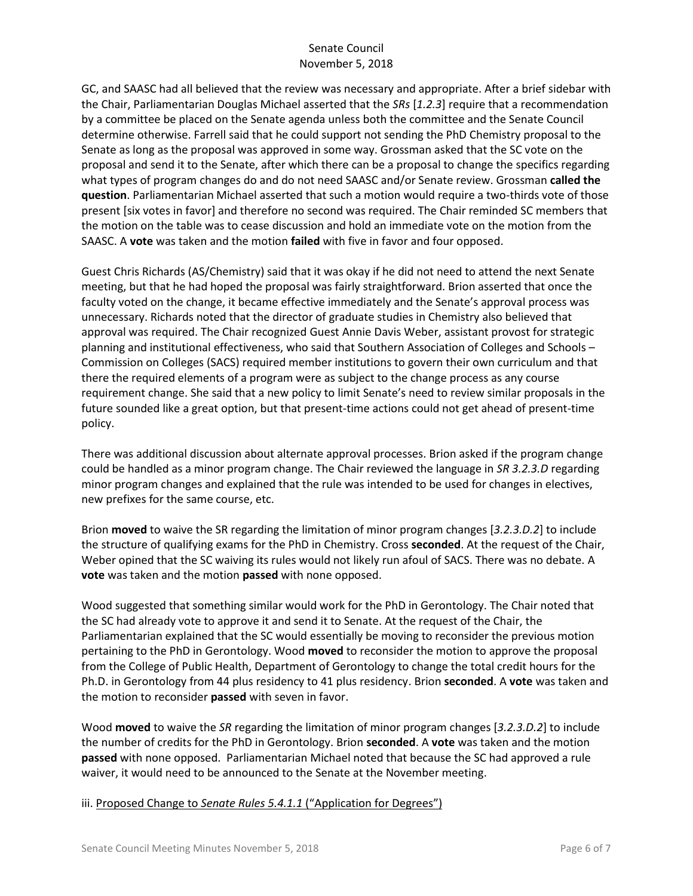GC, and SAASC had all believed that the review was necessary and appropriate. After a brief sidebar with the Chair, Parliamentarian Douglas Michael asserted that the *SRs* [*1.2.3*] require that a recommendation by a committee be placed on the Senate agenda unless both the committee and the Senate Council determine otherwise. Farrell said that he could support not sending the PhD Chemistry proposal to the Senate as long as the proposal was approved in some way. Grossman asked that the SC vote on the proposal and send it to the Senate, after which there can be a proposal to change the specifics regarding what types of program changes do and do not need SAASC and/or Senate review. Grossman **called the question**. Parliamentarian Michael asserted that such a motion would require a two-thirds vote of those present [six votes in favor] and therefore no second was required. The Chair reminded SC members that the motion on the table was to cease discussion and hold an immediate vote on the motion from the SAASC. A **vote** was taken and the motion **failed** with five in favor and four opposed.

Guest Chris Richards (AS/Chemistry) said that it was okay if he did not need to attend the next Senate meeting, but that he had hoped the proposal was fairly straightforward. Brion asserted that once the faculty voted on the change, it became effective immediately and the Senate's approval process was unnecessary. Richards noted that the director of graduate studies in Chemistry also believed that approval was required. The Chair recognized Guest Annie Davis Weber, assistant provost for strategic planning and institutional effectiveness, who said that Southern Association of Colleges and Schools – Commission on Colleges (SACS) required member institutions to govern their own curriculum and that there the required elements of a program were as subject to the change process as any course requirement change. She said that a new policy to limit Senate's need to review similar proposals in the future sounded like a great option, but that present-time actions could not get ahead of present-time policy.

There was additional discussion about alternate approval processes. Brion asked if the program change could be handled as a minor program change. The Chair reviewed the language in *SR 3.2.3.D* regarding minor program changes and explained that the rule was intended to be used for changes in electives, new prefixes for the same course, etc.

Brion **moved** to waive the SR regarding the limitation of minor program changes [*3.2.3.D.2*] to include the structure of qualifying exams for the PhD in Chemistry. Cross **seconded**. At the request of the Chair, Weber opined that the SC waiving its rules would not likely run afoul of SACS. There was no debate. A **vote** was taken and the motion **passed** with none opposed.

Wood suggested that something similar would work for the PhD in Gerontology. The Chair noted that the SC had already vote to approve it and send it to Senate. At the request of the Chair, the Parliamentarian explained that the SC would essentially be moving to reconsider the previous motion pertaining to the PhD in Gerontology. Wood **moved** to reconsider the motion to approve the proposal from the College of Public Health, Department of Gerontology to change the total credit hours for the Ph.D. in Gerontology from 44 plus residency to 41 plus residency. Brion **seconded**. A **vote** was taken and the motion to reconsider **passed** with seven in favor.

Wood **moved** to waive the *SR* regarding the limitation of minor program changes [*3.2.3.D.2*] to include the number of credits for the PhD in Gerontology. Brion **seconded**. A **vote** was taken and the motion **passed** with none opposed. Parliamentarian Michael noted that because the SC had approved a rule waiver, it would need to be announced to the Senate at the November meeting.

iii. Proposed Change to *Senate Rules 5.4.1.1* ("Application for Degrees")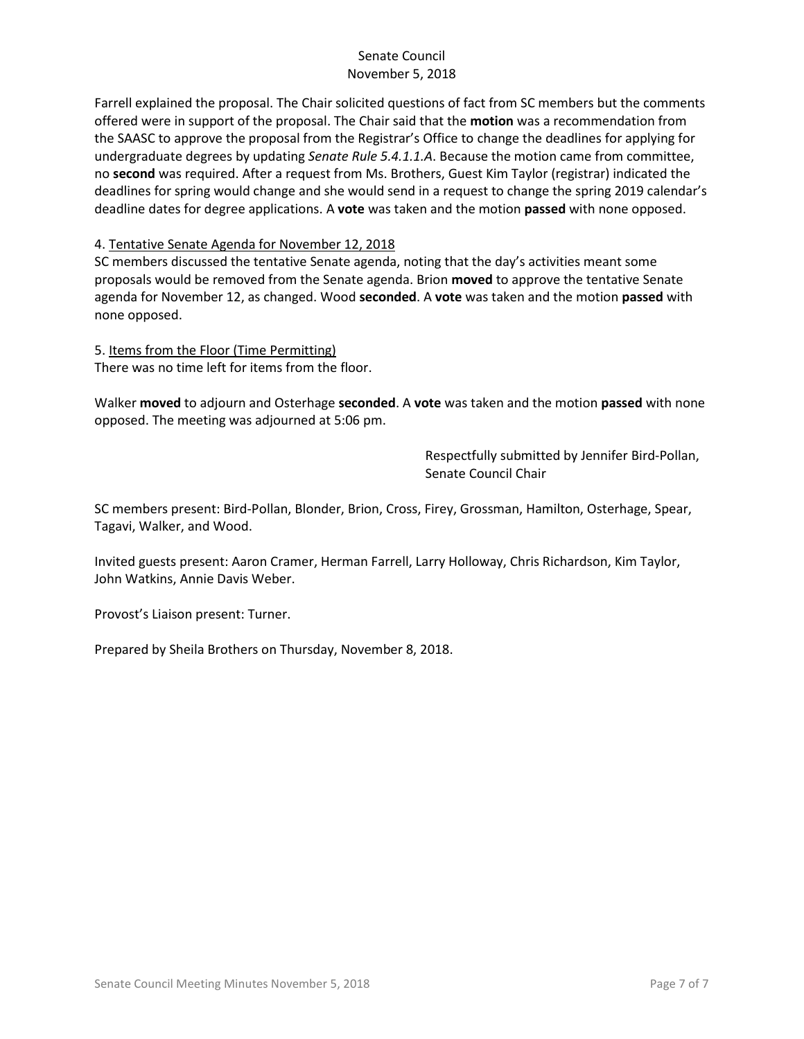Farrell explained the proposal. The Chair solicited questions of fact from SC members but the comments offered were in support of the proposal. The Chair said that the **motion** was a recommendation from the SAASC to approve the proposal from the Registrar's Office to change the deadlines for applying for undergraduate degrees by updating *Senate Rule 5.4.1.1.A*. Because the motion came from committee, no **second** was required. After a request from Ms. Brothers, Guest Kim Taylor (registrar) indicated the deadlines for spring would change and she would send in a request to change the spring 2019 calendar's deadline dates for degree applications. A **vote** was taken and the motion **passed** with none opposed.

4. <u>Tentative Senate Agenda for November 12, 2018</u>
SC members discussed the tentative Senate agenda, noting that the day's activities meant some proposals would be removed from the Senate agenda. Brion **moved** to approve the tentative Senate agenda for November 12, as changed. Wood **seconded**. A **vote** was taken and the motion **passed** with none opposed.

5. <u>Items from the Floor (Time Permitting)</u>
There was no time left for items from the floor.

Walker **moved** to adjourn and Osterhage **seconded**. A **vote** was taken and the motion **passed** with none opposed. The meeting was adjourned at 5:06 pm.

Respectfully submitted by Jennifer Bird-Pollan,
Senate Council Chair

SC members present: Bird-Pollan, Blonder, Brion, Cross, Firey, Grossman, Hamilton, Osterhage, Spear, Tagavi, Walker, and Wood.

Invited guests present: Aaron Cramer, Herman Farrell, Larry Holloway, Chris Richardson, Kim Taylor, John Watkins, Annie Davis Weber.

Provost's Liaison present: Turner.

Prepared by Sheila Brothers on Thursday, November 8, 2018.